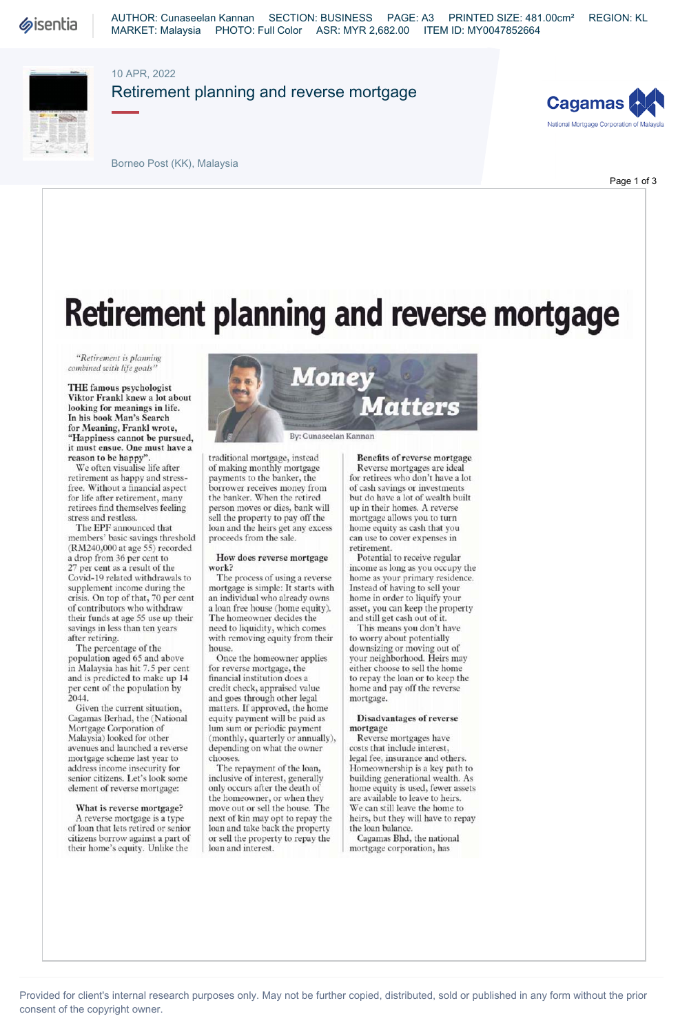# Retirement planning and reverse mortgage

*"Retirement is planning combined with life goals"*

**Money Matters**

By: Cunaseelan Kannan

**THE famous psychologist Viktor Frankl knew a lot about looking for meanings in life. In his book Man's Search for Meaning, Frankl wrote, "Happiness cannot be pursued, it must ensue. One must have a reason to be happy".**

We often visualise life after retirement as happy and stress-free. Without a financial aspect for life after retirement, many retirees find themselves feeling stress and restless.

The EPF announced that members' basic savings threshold (RM240,000 at age 55) recorded a drop from 36 per cent to 27 per cent as a result of the Covid-19 related withdrawals to supplement income during the crisis. On top of that, 70 per cent of contributors who withdraw their funds at age 55 use up their savings in less than ten years after retiring.

The percentage of the population aged 65 and above in Malaysia has hit 7.5 per cent and is predicted to make up 14 per cent of the population by 2044.

Given the current situation, Cagamas Berhad, the (National Mortgage Corporation of Malaysia) looked for other avenues and launched a reverse mortgage scheme last year to address income insecurity for senior citizens. Let's look some element of reverse mortgage:

**What is reverse mortgage?**

A reverse mortgage is a type of loan that lets retired or senior citizens borrow against a part of their home's equity. Unlike the traditional mortgage, instead of making monthly mortgage payments to the banker, the borrower receives money from the banker. When the retired person moves or dies, bank will sell the property to pay off the loan and the heirs get any excess proceeds from the sale.

**How does reverse mortgage work?**

The process of using a reverse mortgage is simple: It starts with an individual who already owns a loan free house (home equity). The homeowner decides the need to liquidity, which comes with removing equity from their house.

Once the homeowner applies for reverse mortgage, the financial institution does a credit check, appraised value and goes through other legal matters. If approved, the home equity payment will be paid as lum sum or periodic payment (monthly, quarterly or annually), depending on what the owner chooses.

The repayment of the loan, inclusive of interest, generally only occurs after the death of the homeowner, or when they move out or sell the house. The next of kin may opt to repay the loan and take back the property or sell the property to repay the loan and interest.

**Benefits of reverse mortgage**

Reverse mortgages are ideal for retirees who don't have a lot of cash savings or investments but do have a lot of wealth built up in their homes. A reverse mortgage allows you to turn home equity as cash that you can use to cover expenses in retirement.

Potential to receive regular income as long as you occupy the home as your primary residence. Instead of having to sell your home in order to liquify your asset, you can keep the property and still get cash out of it.

This means you don't have to worry about potentially downsizing or moving out of your neighborhood. Heirs may either choose to sell the home to repay the loan or to keep the home and pay off the reverse mortgage.

**Disadvantages of reverse mortgage**

Reverse mortgages have costs that include interest, legal fee, insurance and others. Homeownership is a key path to building generational wealth. As home equity is used, fewer assets are available to leave to heirs. We can still leave the home to heirs, but they will have to repay the loan balance.

Cagamas Bhd, the national mortgage corporation, has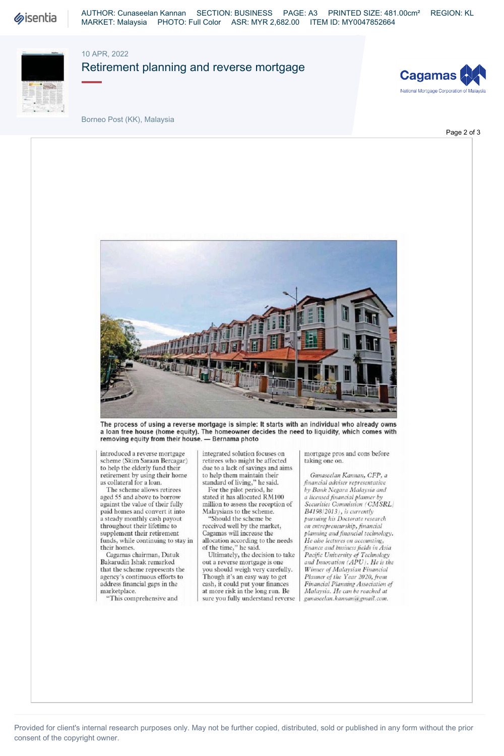The process of using a reverse mortgage is simple: It starts with an individual who already owns a loan free house (home equity). The homeowner decides the need to liquidity, which comes with removing equity from their house. — Bernama photo

introduced a reverse mortgage scheme (Skim Saraan Bercagar) to help the elderly fund their retirement by using their home as collateral for a loan.

The scheme allows retirees aged 55 and above to borrow against the value of their fully paid homes and convert it into a steady monthly cash payout throughout their lifetime to supplement their retirement funds, while continuing to stay in their homes.

Cagamas chairman, Datuk Bakarudin Ishak remarked that the scheme represents the agency's continuous efforts to address financial gaps in the marketplace.

"This comprehensive and integrated solution focuses on retirees who might be affected due to a lack of savings and aims to help them maintain their standard of living," he said.

For the pilot period, he stated it has allocated RM100 million to assess the reception of Malaysians to the scheme.

"Should the scheme be received well by the market, Cagamas will increase the allocation according to the needs of the time," he said.

Ultimately, the decision to take out a reverse mortgage is one you should weigh very carefully. Though it's an easy way to get cash, it could put your finances at more risk in the long run. Be sure you fully understand reverse mortgage pros and cons before taking one on.

*Gunaseelan Kannan, CFP, a financial adviser representative by Bank Negara Malaysia and a licensed financial planner by Securities Commission (CMSRL/B4198/2013), is currently pursuing his Doctorate research on entrepreneurship, financial planning and financial technology. He also lectures on accounting, finance and business fields in Asia Pacific University of Technology and Innovation (APU). He is the Winner of Malaysian Financial Planner of the Year 2020, from Financial Planning Association of Malaysia. He can be reached at gunaseelan.kannan@gmail.com.*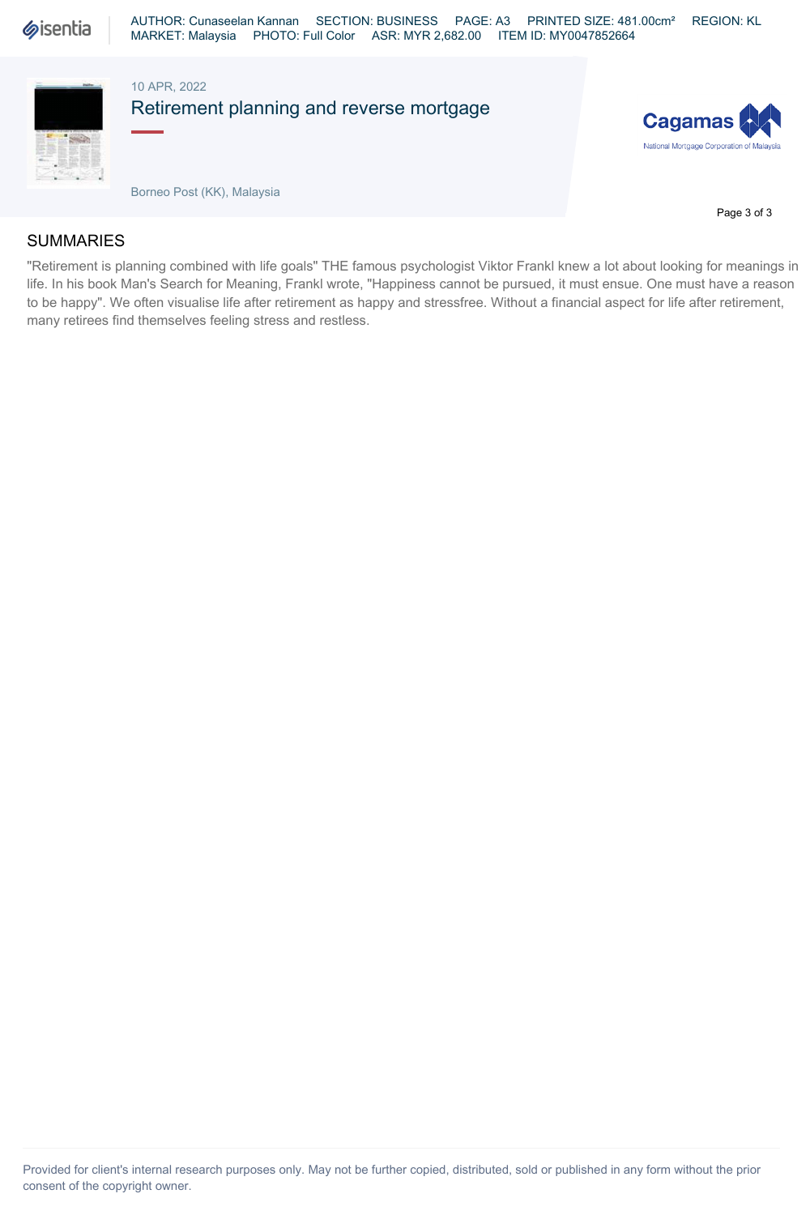AUTHOR: Cunaseelan Kannan SECTION: BUSINESS PAGE: A3 PRINTED SIZE: 481.00cm² REGION: KL
MARKET: Malaysia PHOTO: Full Color ASR: MYR 2,682.00 ITEM ID: MY0047852664

10 APR, 2022

# Retirement planning and reverse mortgage

Borneo Post (KK), Malaysia

## SUMMARIES

"Retirement is planning combined with life goals" THE famous psychologist Viktor Frankl knew a lot about looking for meanings in life. In his book Man's Search for Meaning, Frankl wrote, "Happiness cannot be pursued, it must ensue. One must have a reason to be happy". We often visualise life after retirement as happy and stressfree. Without a financial aspect for life after retirement, many retirees find themselves feeling stress and restless.

Provided for client's internal research purposes only. May not be further copied, distributed, sold or published in any form without the prior consent of the copyright owner.